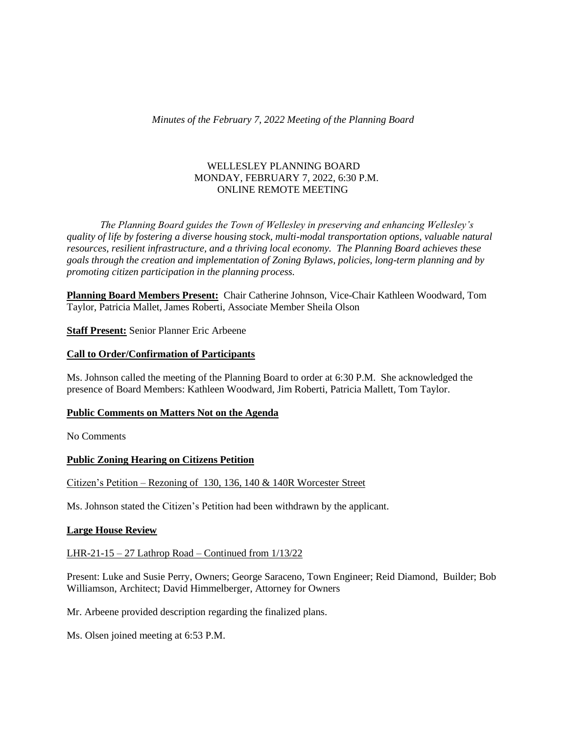*Minutes of the February 7, 2022 Meeting of the Planning Board*

WELLESLEY PLANNING BOARD
MONDAY, FEBRUARY 7, 2022, 6:30 P.M.
ONLINE REMOTE MEETING

*The Planning Board guides the Town of Wellesley in preserving and enhancing Wellesley's quality of life by fostering a diverse housing stock, multi-modal transportation options, valuable natural resources, resilient infrastructure, and a thriving local economy. The Planning Board achieves these goals through the creation and implementation of Zoning Bylaws, policies, long-term planning and by promoting citizen participation in the planning process.*

**Planning Board Members Present:** Chair Catherine Johnson, Vice-Chair Kathleen Woodward, Tom Taylor, Patricia Mallet, James Roberti, Associate Member Sheila Olson

**Staff Present:** Senior Planner Eric Arbeene

**Call to Order/Confirmation of Participants**

Ms. Johnson called the meeting of the Planning Board to order at 6:30 P.M. She acknowledged the presence of Board Members: Kathleen Woodward, Jim Roberti, Patricia Mallett, Tom Taylor.

**Public Comments on Matters Not on the Agenda**

No Comments

**Public Zoning Hearing on Citizens Petition**

Citizen's Petition – Rezoning of 130, 136, 140 & 140R Worcester Street

Ms. Johnson stated the Citizen's Petition had been withdrawn by the applicant.

**Large House Review**

LHR-21-15 – 27 Lathrop Road – Continued from 1/13/22

Present: Luke and Susie Perry, Owners; George Saraceno, Town Engineer; Reid Diamond, Builder; Bob Williamson, Architect; David Himmelberger, Attorney for Owners

Mr. Arbeene provided description regarding the finalized plans.

Ms. Olsen joined meeting at 6:53 P.M.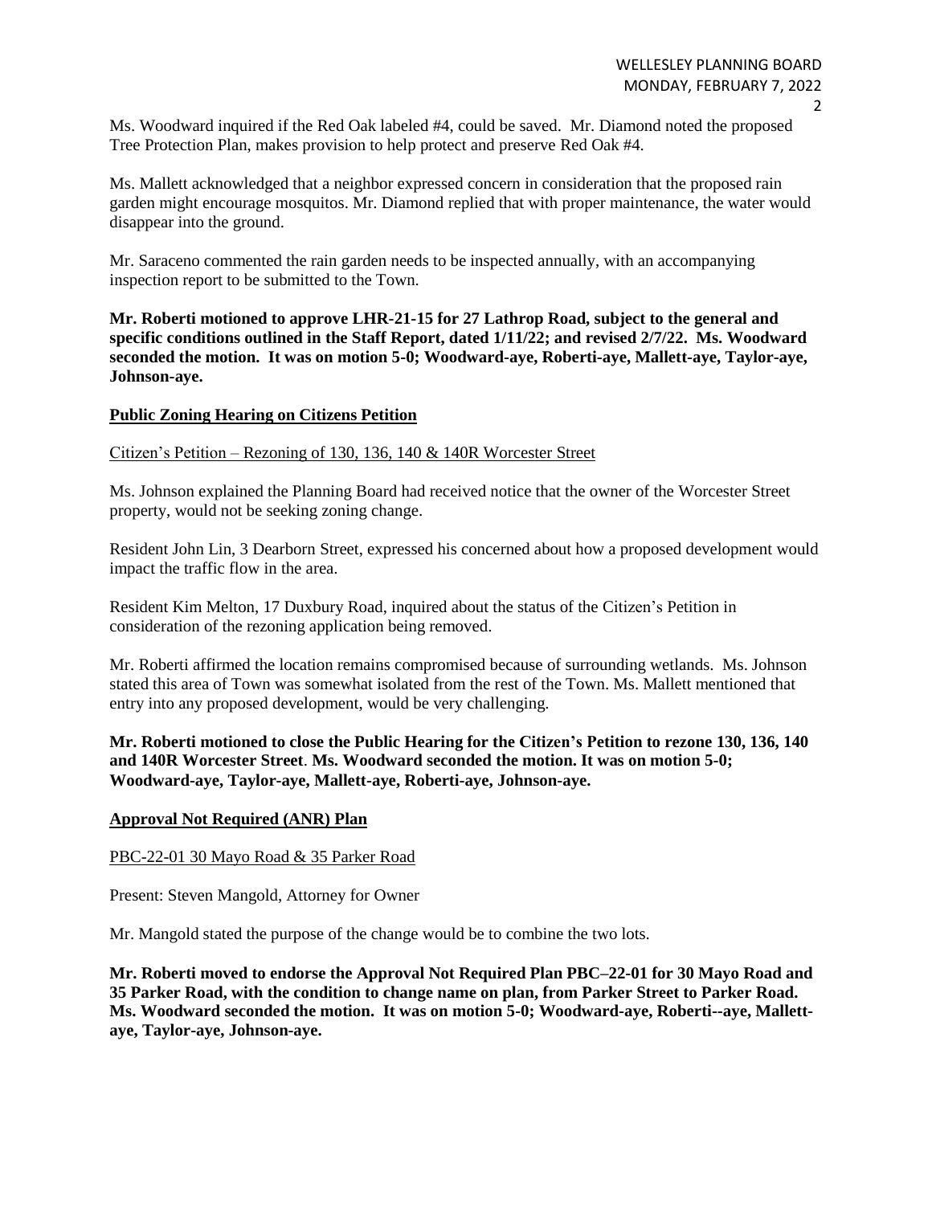Ms. Woodward inquired if the Red Oak labeled #4, could be saved. Mr. Diamond noted the proposed Tree Protection Plan, makes provision to help protect and preserve Red Oak #4.

Ms. Mallett acknowledged that a neighbor expressed concern in consideration that the proposed rain garden might encourage mosquitos. Mr. Diamond replied that with proper maintenance, the water would disappear into the ground.

Mr. Saraceno commented the rain garden needs to be inspected annually, with an accompanying inspection report to be submitted to the Town.

**Mr. Roberti motioned to approve LHR-21-15 for 27 Lathrop Road, subject to the general and specific conditions outlined in the Staff Report, dated 1/11/22; and revised 2/7/22. Ms. Woodward seconded the motion. It was on motion 5-0; Woodward-aye, Roberti-aye, Mallett-aye, Taylor-aye, Johnson-aye.**

**Public Zoning Hearing on Citizens Petition**

Citizen's Petition – Rezoning of 130, 136, 140 & 140R Worcester Street

Ms. Johnson explained the Planning Board had received notice that the owner of the Worcester Street property, would not be seeking zoning change.

Resident John Lin, 3 Dearborn Street, expressed his concerned about how a proposed development would impact the traffic flow in the area.

Resident Kim Melton, 17 Duxbury Road, inquired about the status of the Citizen's Petition in consideration of the rezoning application being removed.

Mr. Roberti affirmed the location remains compromised because of surrounding wetlands. Ms. Johnson stated this area of Town was somewhat isolated from the rest of the Town. Ms. Mallett mentioned that entry into any proposed development, would be very challenging.

**Mr. Roberti motioned to close the Public Hearing for the Citizen's Petition to rezone 130, 136, 140 and 140R Worcester Street. Ms. Woodward seconded the motion. It was on motion 5-0; Woodward-aye, Taylor-aye, Mallett-aye, Roberti-aye, Johnson-aye.**

**Approval Not Required (ANR) Plan**

PBC-22-01 30 Mayo Road & 35 Parker Road

Present: Steven Mangold, Attorney for Owner

Mr. Mangold stated the purpose of the change would be to combine the two lots.

**Mr. Roberti moved to endorse the Approval Not Required Plan PBC–22-01 for 30 Mayo Road and 35 Parker Road, with the condition to change name on plan, from Parker Street to Parker Road. Ms. Woodward seconded the motion. It was on motion 5-0; Woodward-aye, Roberti--aye, Mallett-aye, Taylor-aye, Johnson-aye.**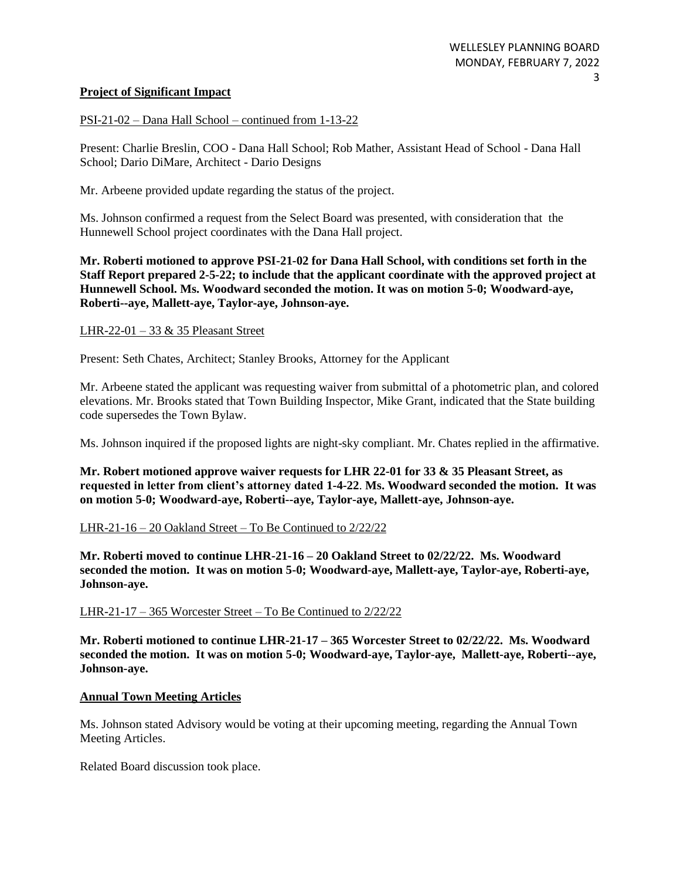**Project of Significant Impact**

PSI-21-02 – Dana Hall School – continued from 1-13-22

Present: Charlie Breslin, COO - Dana Hall School; Rob Mather, Assistant Head of School - Dana Hall School; Dario DiMare, Architect - Dario Designs

Mr. Arbeene provided update regarding the status of the project.

Ms. Johnson confirmed a request from the Select Board was presented, with consideration that the Hunnewell School project coordinates with the Dana Hall project.

**Mr. Roberti motioned to approve PSI-21-02 for Dana Hall School, with conditions set forth in the Staff Report prepared 2-5-22; to include that the applicant coordinate with the approved project at Hunnewell School. Ms. Woodward seconded the motion. It was on motion 5-0; Woodward-aye, Roberti--aye, Mallett-aye, Taylor-aye, Johnson-aye.**

LHR-22-01 – 33 & 35 Pleasant Street

Present: Seth Chates, Architect; Stanley Brooks, Attorney for the Applicant

Mr. Arbeene stated the applicant was requesting waiver from submittal of a photometric plan, and colored elevations. Mr. Brooks stated that Town Building Inspector, Mike Grant, indicated that the State building code supersedes the Town Bylaw.

Ms. Johnson inquired if the proposed lights are night-sky compliant. Mr. Chates replied in the affirmative.

**Mr. Robert motioned approve waiver requests for LHR 22-01 for 33 & 35 Pleasant Street, as requested in letter from client's attorney dated 1-4-22. Ms. Woodward seconded the motion. It was on motion 5-0; Woodward-aye, Roberti--aye, Taylor-aye, Mallett-aye, Johnson-aye.**

LHR-21-16 – 20 Oakland Street – To Be Continued to 2/22/22

**Mr. Roberti moved to continue LHR-21-16 – 20 Oakland Street to 02/22/22. Ms. Woodward seconded the motion. It was on motion 5-0; Woodward-aye, Mallett-aye, Taylor-aye, Roberti-aye, Johnson-aye.**

LHR-21-17 – 365 Worcester Street – To Be Continued to 2/22/22

**Mr. Roberti motioned to continue LHR-21-17 – 365 Worcester Street to 02/22/22. Ms. Woodward seconded the motion. It was on motion 5-0; Woodward-aye, Taylor-aye, Mallett-aye, Roberti--aye, Johnson-aye.**

**Annual Town Meeting Articles**

Ms. Johnson stated Advisory would be voting at their upcoming meeting, regarding the Annual Town Meeting Articles.

Related Board discussion took place.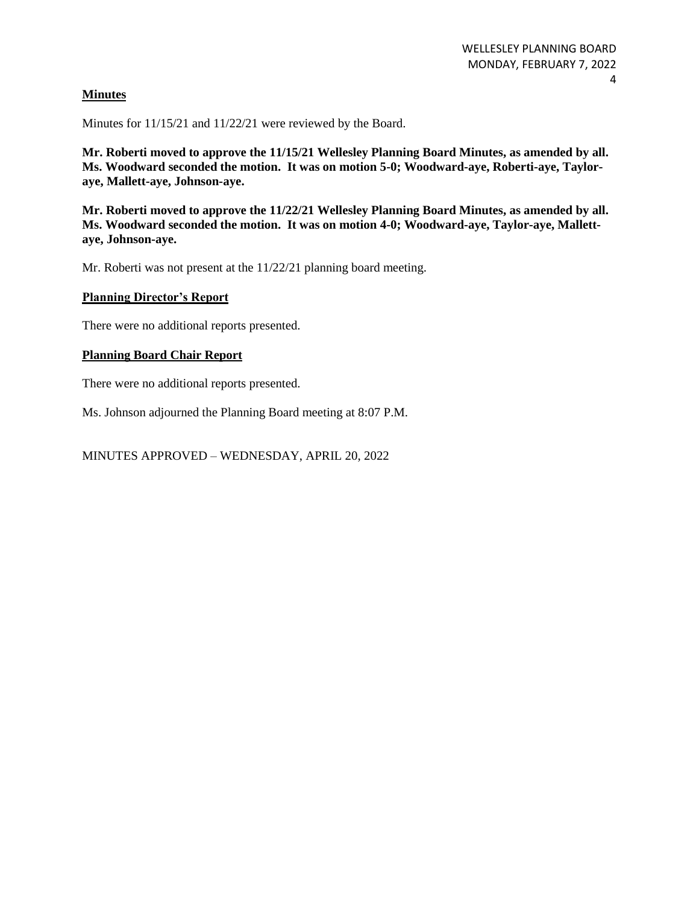**Minutes**

Minutes for 11/15/21 and 11/22/21 were reviewed by the Board.

**Mr. Roberti moved to approve the 11/15/21 Wellesley Planning Board Minutes, as amended by all. Ms. Woodward seconded the motion. It was on motion 5-0; Woodward-aye, Roberti-aye, Taylor-aye, Mallett-aye, Johnson-aye.**

**Mr. Roberti moved to approve the 11/22/21 Wellesley Planning Board Minutes, as amended by all. Ms. Woodward seconded the motion. It was on motion 4-0; Woodward-aye, Taylor-aye, Mallett-aye, Johnson-aye.**

Mr. Roberti was not present at the 11/22/21 planning board meeting.

**Planning Director's Report**

There were no additional reports presented.

**Planning Board Chair Report**

There were no additional reports presented.

Ms. Johnson adjourned the Planning Board meeting at 8:07 P.M.

MINUTES APPROVED – WEDNESDAY, APRIL 20, 2022